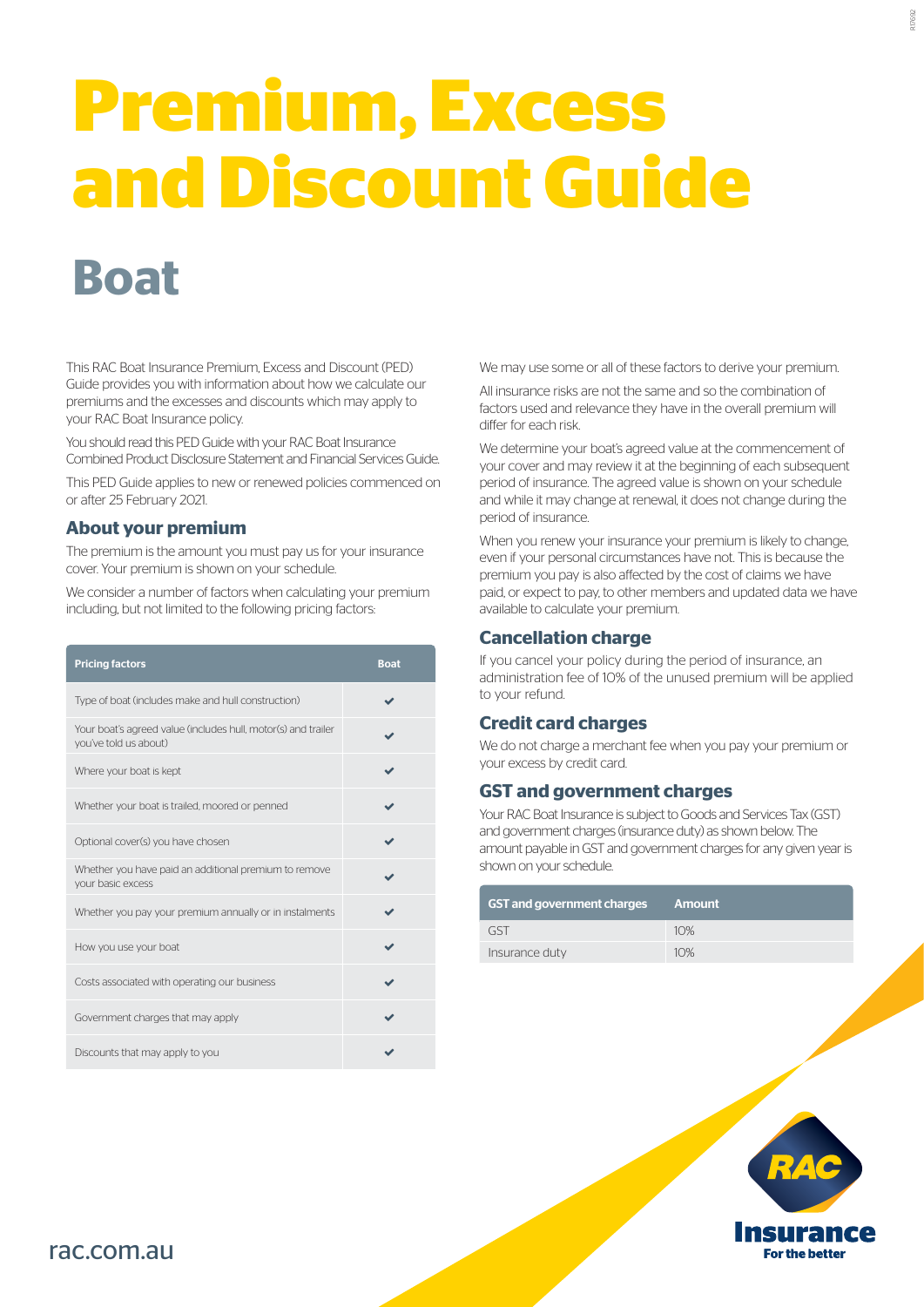# Premium, Excess and Discount Guide

## Boat

This RAC Boat Insurance Premium, Excess and Discount (PED) Guide provides you with information about how we calculate our premiums and the excesses and discounts which may apply to your RAC Boat Insurance policy.

You should read this PED Guide with your RAC Boat Insurance Combined Product Disclosure Statement and Financial Services Guide.

This PED Guide applies to new or renewed policies commenced on or after 25 February 2021.

### About your premium

The premium is the amount you must pay us for your insurance cover. Your premium is shown on your schedule.

We consider a number of factors when calculating your premium including, but not limited to the following pricing factors:

| Pricing factors | Boat |
|---|---|
| Type of boat (includes make and hull construction) | ✔ |
| Your boat's agreed value (includes hull, motor(s) and trailer you've told us about) | ✔ |
| Where your boat is kept | ✔ |
| Whether your boat is trailed, moored or penned | ✔ |
| Optional cover(s) you have chosen | ✔ |
| Whether you have paid an additional premium to remove your basic excess | ✔ |
| Whether you pay your premium annually or in instalments | ✔ |
| How you use your boat | ✔ |
| Costs associated with operating our business | ✔ |
| Government charges that may apply | ✔ |
| Discounts that may apply to you | ✔ |

We may use some or all of these factors to derive your premium.

All insurance risks are not the same and so the combination of factors used and relevance they have in the overall premium will differ for each risk.

We determine your boat's agreed value at the commencement of your cover and may review it at the beginning of each subsequent period of insurance. The agreed value is shown on your schedule and while it may change at renewal, it does not change during the period of insurance.

When you renew your insurance your premium is likely to change, even if your personal circumstances have not. This is because the premium you pay is also affected by the cost of claims we have paid, or expect to pay, to other members and updated data we have available to calculate your premium.

### Cancellation charge

If you cancel your policy during the period of insurance, an administration fee of 10% of the unused premium will be applied to your refund.

### Credit card charges

We do not charge a merchant fee when you pay your premium or your excess by credit card.

### GST and government charges

Your RAC Boat Insurance is subject to Goods and Services Tax (GST) and government charges (insurance duty) as shown below. The amount payable in GST and government charges for any given year is shown on your schedule.

| GST and government charges | Amount |
|---|---|
| GST | 10% |
| Insurance duty | 10% |

rac.com.au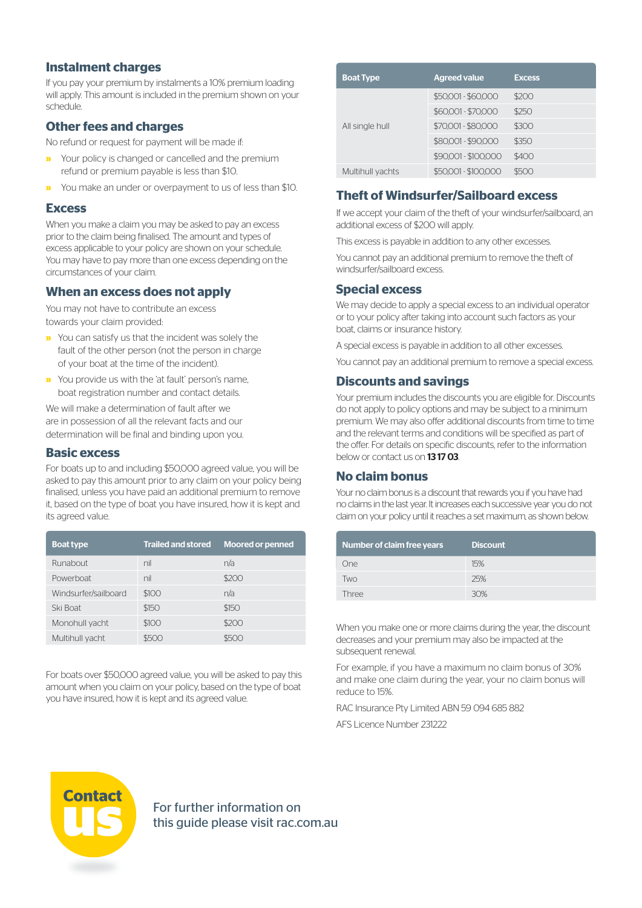## Instalment charges

If you pay your premium by instalments a 10% premium loading will apply. This amount is included in the premium shown on your schedule.

## Other fees and charges

No refund or request for payment will be made if:

- Your policy is changed or cancelled and the premium refund or premium payable is less than $10.
- You make an under or overpayment to us of less than $10.

## Excess

When you make a claim you may be asked to pay an excess prior to the claim being finalised. The amount and types of excess applicable to your policy are shown on your schedule. You may have to pay more than one excess depending on the circumstances of your claim.

## When an excess does not apply

You may not have to contribute an excess towards your claim provided:

- You can satisfy us that the incident was solely the fault of the other person (not the person in charge of your boat at the time of the incident).
- You provide us with the 'at fault' person's name, boat registration number and contact details.

We will make a determination of fault after we are in possession of all the relevant facts and our determination will be final and binding upon you.

## Basic excess

For boats up to and including $50,000 agreed value, you will be asked to pay this amount prior to any claim on your policy being finalised, unless you have paid an additional premium to remove it, based on the type of boat you have insured, how it is kept and its agreed value.

| Boat type | Trailed and stored | Moored or penned |
|---|---|---|
| Runabout | nil | n/a |
| Powerboat | nil | $200 |
| Windsurfer/sailboard | $100 | n/a |
| Ski Boat | $150 | $150 |
| Monohull yacht | $100 | $200 |
| Multihull yacht | $500 | $500 |

For boats over $50,000 agreed value, you will be asked to pay this amount when you claim on your policy, based on the type of boat you have insured, how it is kept and its agreed value.

| Boat Type | Agreed value | Excess |
|---|---|---|
| All single hull | $50,001 - $60,000 | $200 |
| | $60,001 - $70,000 | $250 |
| | $70,001 - $80,000 | $300 |
| | $80,001 - $90,000 | $350 |
| | $90,001 - $100,000 | $400 |
| Multihull yachts | $50,001 - $100,000 | $500 |

## Theft of Windsurfer/Sailboard excess

If we accept your claim of the theft of your windsurfer/sailboard, an additional excess of $200 will apply.

This excess is payable in addition to any other excesses.

You cannot pay an additional premium to remove the theft of windsurfer/sailboard excess.

## Special excess

We may decide to apply a special excess to an individual operator or to your policy after taking into account such factors as your boat, claims or insurance history.

A special excess is payable in addition to all other excesses.

You cannot pay an additional premium to remove a special excess.

## Discounts and savings

Your premium includes the discounts you are eligible for. Discounts do not apply to policy options and may be subject to a minimum premium. We may also offer additional discounts from time to time and the relevant terms and conditions will be specified as part of the offer. For details on specific discounts, refer to the information below or contact us on **13 17 03**.

## No claim bonus

Your no claim bonus is a discount that rewards you if you have had no claims in the last year. It increases each successive year you do not claim on your policy until it reaches a set maximum, as shown below.

| Number of claim free years | Discount |
|---|---|
| One | 15% |
| Two | 25% |
| Three | 30% |

When you make one or more claims during the year, the discount decreases and your premium may also be impacted at the subsequent renewal.

For example, if you have a maximum no claim bonus of 30% and make one claim during the year, your no claim bonus will reduce to 15%.

RAC Insurance Pty Limited ABN 59 094 685 882

AFS Licence Number 231222

**Contact us**

For further information on this guide please visit rac.com.au